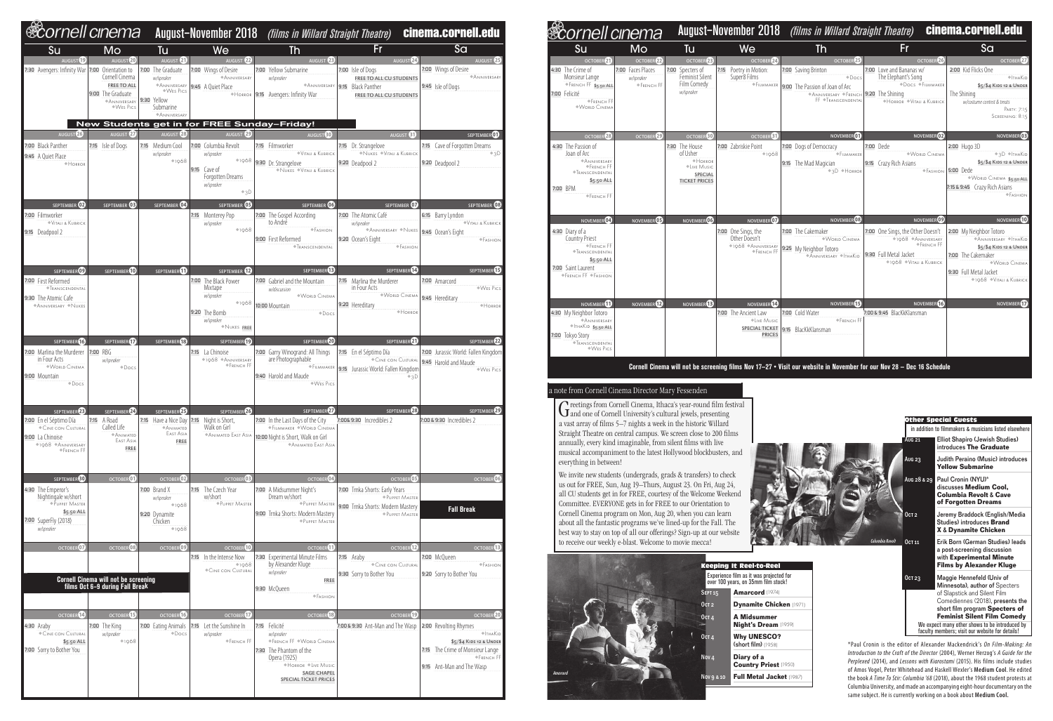# cornell cinema — August–November 2018 (films in Willard Straight Theatre) — cinema.cornell.edu

| Su | Mo | Tu | We | Th | Fr | Sa |
|---|---|---|---|---|---|---|
| AUGUST 19<br>7:30 Avengers: Infinity War | AUGUST 20<br>7:00 Orientation to Cornell Cinema FREE TO ALL<br>9:00 The Graduate *Anniversary *Wes Pics | AUGUST 21<br>7:00 The Graduate w/speaker *Anniversary *Wes Pics<br>9:30 Yellow Submarine *Anniversary | AUGUST 22<br>7:00 Wings of Desire *Anniversary<br>9:45 A Quiet Place *Horror | AUGUST 23<br>7:00 Yellow Submarine w/speaker *Anniversary<br>9:15 Avengers: Infinity War | AUGUST 24<br>7:00 Isle of Dogs FREE TO ALL CU STUDENTS<br>9:15 Black Panther FREE TO ALL CU STUDENTS | AUGUST 25<br>7:00 Wings of Desire *Anniversary<br>9:45 Isle of Dogs |

**New Students get in for FREE Sunday–Friday!**

| Su | Mo | Tu | We | Th | Fr | Sa |
|---|---|---|---|---|---|---|
| AUGUST 26<br>7:00 Black Panther<br>9:45 A Quiet Place *Horror | AUGUST 27<br>7:15 Isle of Dogs | AUGUST 28<br>7:15 Medium Cool w/speaker *1968 | AUGUST 29<br>7:00 Columbia Revolt w/speaker *1968<br>9:15 Cave of Forgotten Dreams w/speaker *3D | AUGUST 30<br>7:15 Filmworker *Vitali & Kubrick<br>9:30 Dr. Strangelove *Nukes *Vitali & Kubrick | AUGUST 31<br>7:15 Dr. Strangelove *Nukes *Vitali & Kubrick<br>9:20 Deadpool 2 | SEPTEMBER 01<br>7:15 Cave of Forgotten Dreams *3D<br>9:20 Deadpool 2 |
| SEPTEMBER 02<br>7:00 Filmworker *Vitali & Kubrick<br>9:15 Deadpool 2 | SEPTEMBER 03 | SEPTEMBER 04 | SEPTEMBER 05<br>7:15 Monterey Pop w/speaker *1968 | SEPTEMBER 06<br>7:00 The Gospel According to André *Fashion<br>9:00 First Reformed *Transcendental | SEPTEMBER 07<br>7:00 The Atomic Café w/speaker *Anniversary *Nukes<br>9:20 Ocean's Eight *Fashion | SEPTEMBER 08<br>6:15 Barry Lyndon *Vitali & Kubrick<br>9:45 Ocean's Eight *Fashion |
| SEPTEMBER 09<br>7:00 First Reformed *Transcendental<br>9:30 The Atomic Cafe *Anniversary *Nukes | SEPTEMBER 10 | SEPTEMBER 11 | SEPTEMBER 12<br>7:00 The Black Power Mixtape w/speaker *1968<br>9:20 The Bomb w/speaker *Nukes FREE | SEPTEMBER 13<br>7:00 Gabriel and the Mountain w/discussion *World Cinema<br>10:00 Mountain *Docs | SEPTEMBER 14<br>7:15 Marlina the Murderer in Four Acts *World Cinema<br>9:20 Hereditary *Horror | SEPTEMBER 15<br>7:00 Amarcord *Wes Pics<br>9:45 Hereditary *Horror |
| SEPTEMBER 16<br>7:00 Marlina the Murderer in Four Acts *World Cinema<br>9:00 Mountain *Docs | SEPTEMBER 17<br>7:00 RBG w/speaker *Docs | SEPTEMBER 18 | SEPTEMBER 19<br>7:15 La Chinoise *1968 *Anniversary *French FF | SEPTEMBER 20<br>7:00 Garry Winogrand: All Things are Photographable *Filmmaker<br>9:40 Harold and Maude *Wes Pics | SEPTEMBER 21<br>7:15 En el Séptimo Día *Cine con Cultural<br>9:15 Jurassic World: Fallen Kingdom *3D | SEPTEMBER 22<br>7:00 Jurassic World: Fallen Kingdom<br>9:45 Harold and Maude *Wes Pics |
| SEPTEMBER 23<br>7:00 En el Séptimo Día *Cine con Cultural<br>9:00 La Chinoise *1968 *Anniversary *French FF | SEPTEMBER 24<br>7:15 A Road Called Life *Animated East Asia FREE | SEPTEMBER 25<br>7:15 Have a Nice Day *Animated East Asia FREE | SEPTEMBER 26<br>7:15 Night is Short, Walk on Girl *Animated East Asia | SEPTEMBER 27<br>7:00 In the Last Days of the City *Filmmaker *World Cinema<br>10:00 Night is Short, Walk on Girl *Animated East Asia | SEPTEMBER 28<br>7:00 & 9:30 Incredibles 2 | SEPTEMBER 29<br>7:00 & 9:30 Incredibles 2 |
| SEPTEMBER 30<br>4:30 The Emperor's Nightingale w/short *Puppet Master $5.50 ALL<br>7:00 SuperFly (2018) w/speaker | OCTOBER 01 | OCTOBER 02<br>7:00 Brand X w/speaker *1968<br>9:20 Dynamite Chicken *1968 | OCTOBER 03<br>7:15 The Czech Year w/short *Puppet Master | OCTOBER 04<br>7:00 A Midsummer Night's Dream w/short *Puppet Master<br>9:00 Trnka Shorts: Modern Mastery *Puppet Master | OCTOBER 05<br>7:00 Trnka Shorts: Early Years *Puppet Master<br>9:00 Trnka Shorts: Modern Mastery *Puppet Master | OCTOBER 06<br>**Fall Break** |
| OCTOBER 07<br>**Cornell Cinema will not be screening films Oct 6–9 during Fall Break** | OCTOBER 08 | OCTOBER 09 | OCTOBER 10<br>7:15 In the Intense Now *1968 *Cine con Cultural | OCTOBER 11<br>7:30 Experimental Minute Films by Alexander Kluge FREE<br>9:30 McQueen *Fashion | OCTOBER 12<br>7:15 Araby *Cine con Cultural<br>9:30 Sorry to Bother You | OCTOBER 13<br>7:00 McQueen *Fashion<br>9:20 Sorry to Bother You |
| OCTOBER 14<br>4:30 Araby *Cine con Cultural $5.50 ALL<br>7:00 Sorry to Bother You | OCTOBER 15<br>7:00 The King w/speaker *1968 | OCTOBER 16<br>7:00 Eating Animals *Docs | OCTOBER 17<br>7:15 Let the Sunshine In w/speaker *French FF | OCTOBER 18<br>7:15 Félicité w/speaker *French FF *World Cinema<br>7:30 The Phantom of the Opera (1925) *Horror *Live Music SAGE CHAPEL SPECIAL TICKET PRICES | OCTOBER 19<br>7:00 & 9:30 Ant-Man and The Wasp | OCTOBER 20<br>2:00 Revolting Rhymes *IthaKid $5/$4 Kids 12 & Under<br>7:15 The Crime of Monsieur Lange *French FF<br>9:15 Ant-Man and The Wasp |
| OCTOBER 21<br>4:30 The Crime of Monsieur Lange *French FF $5.50 ALL<br>7:00 Félicité *French FF *World Cinema | OCTOBER 22<br>7:00 Faces Places w/speaker *French FF | OCTOBER 23<br>7:00 Specters of Feminist Silent Film Comedy w/speaker | OCTOBER 24<br>7:15 Poetry in Motion: Super8 Films *Filmmaker | OCTOBER 25<br>7:00 Saving Brinton *Docs<br>9:00 The Passion of Joan of Arc *Anniversary *French FF *Transcendental | OCTOBER 26<br>7:00 Love and Bananas w/ The Elephant's Song *Docs *Filmmaker<br>9:20 The Shining *Horror *Vitali & Kubrick | OCTOBER 27<br>2:00 Kid Flicks One *IthaKid $5/$4 Kids 12 & Under<br>The Shining w/costume contest & treats Party: 7:15 Screening: 8:15 |
| OCTOBER 28<br>4:30 The Passion of Joan of Arc *Anniversary *French FF *Transcendental $5.50 ALL<br>7:00 BPM *French FF | OCTOBER 29 | OCTOBER 30<br>7:30 The House of Usher *Horror *Live Music SPECIAL TICKET PRICES | OCTOBER 31<br>7:00 Zabriskie Point *1968 | NOVEMBER 01<br>7:00 Dogs of Democracy *Filmmaker<br>9:15 The Mad Magician *3D *Horror | NOVEMBER 02<br>7:00 Dede *World Cinema<br>9:15 Crazy Rich Asians *Fashion | NOVEMBER 03<br>2:00 Hugo 3D *3D *IthaKid $5/$4 Kids 12 & Under<br>5:00 Dede *World Cinema $5.50 ALL<br>7:15 & 9:45 Crazy Rich Asians *Fashion |
| NOVEMBER 04<br>4:30 Diary of a Country Priest *French FF *Transcendental $5.50 ALL<br>7:00 Saint Laurent *French FF *Fashion | NOVEMBER 05 | NOVEMBER 06 | NOVEMBER 07<br>7:00 One Sings, the Other Doesn't *1968 *Anniversary *French FF | NOVEMBER 08<br>7:00 The Cakemaker *World Cinema<br>9:25 My Neighbor Totoro *Anniversary *IthaKid | NOVEMBER 09<br>7:00 One Sings, the Other Doesn't *1968 *Anniversary *French FF<br>9:30 Full Metal Jacket *1968 *Vitali & Kubrick | NOVEMBER 10<br>2:00 My Neighbor Totoro *Anniversary *IthaKid $5/$4 Kids 12 & Under<br>7:00 The Cakemaker *World Cinema<br>9:30 Full Metal Jacket *1968 *Vitali & Kubrick |
| NOVEMBER 11<br>4:30 My Neighbor Totoro *Anniversary *IthaKid $5.50 ALL<br>7:00 Tokyo Story *Transcendental *Wes Pics | NOVEMBER 12 | NOVEMBER 13 | NOVEMBER 14<br>7:00 The Ancient Law *Live Music SPECIAL TICKET PRICES | NOVEMBER 15<br>7:00 Cold Water *French FF<br>9:15 BlacKkKlansman | NOVEMBER 16<br>7:00 & 9:45 BlacKkKlansman | NOVEMBER 17 |

**Cornell Cinema will not be screening films Nov 17–27 • Visit our website in November for our Nov 28 – Dec 16 Schedule**

## a note from Cornell Cinema Director Mary Fessenden

Greetings from Cornell Cinema, Ithaca's year-round film festival and one of Cornell University's cultural jewels, presenting a vast array of films 5–7 nights a week in the historic Willard Straight Theatre on central campus. We screen close to 200 films annually, every kind imaginable, from silent films with live musical accompaniment to the latest Hollywood blockbusters, and everything in between!

We invite new students (undergrads, grads & transfers) to check us out for FREE, Sun, Aug 19–Thurs, August 23. On Fri, Aug 24, all CU students get in for FREE, courtesy of the Welcome Weekend Committee. EVERYONE gets in for FREE to our Orientation to Cornell Cinema program on Mon, Aug 20, when you can learn about all the fantastic programs we've lined-up for the Fall. The best way to stay on top of all our offerings? Sign-up at our website to receive our weekly e-blast. Welcome to movie mecca!

## Keeping it Reel-to-Reel

Experience film as it was projected for over 100 years, on 35mm film stock!

| Date | Film |
|---|---|
| Sept 15 | **Amarcord** (1974) |
| Oct 2 | **Dynamite Chicken** (1971) |
| Oct 4 | **A Midsummer Night's Dream** (1959) |
| Oct 4 | **Why UNESCO?** (short film) (1958) |
| Nov 4 | **Diary of a Country Priest** (1950) |
| Nov 9 & 10 | **Full Metal Jacket** (1987) |

## Other Special Guests

in addition to filmmakers & musicians listed elsewhere

| Date | Guest |
|---|---|
| Aug 21 | Elliot Shapiro (Jewish Studies) introduces **The Graduate** |
| Aug 23 | Judith Peraino (Music) introduces **Yellow Submarine** |
| Aug 28 & 29 | Paul Cronin (NYU)* discusses **Medium Cool, Columbia Revolt & Cave of Forgotten Dreams** |
| Oct 2 | Jeremy Braddock (English/Media Studies) introduces **Brand X & Dynamite Chicken** |
| Oct 11 | Erik Born (German Studies) leads a post-screening discussion with **Experimental Minute Films by Alexander Kluge** |
| Oct 23 | Maggie Hennefeld (Univ of Minnesota), author of *Specters of Slapstick and Silent Film Comediennes* (2018), presents the short film program **Specters of Feminist Silent Film Comedy** |

We expect many other shows to be introduced by faculty members; visit our website for details!

*Paul Cronin is the editor of Alexander Mackendrick's *On Film-Making: An Introduction to the Craft of the Director* (2004), Werner Herzog's *A Guide for the Perplexed* (2014), and *Lessons with Kiarostami* (2015). His films include studies of Amos Vogel, Peter Whitehead and Haskell Wexler's **Medium Cool**. He edited the book *A Time To Stir: Columbia '68* (2018), about the 1968 student protests at Columbia University, and made an accompanying eight-hour documentary on the same subject. He is currently working on a book about **Medium Cool.**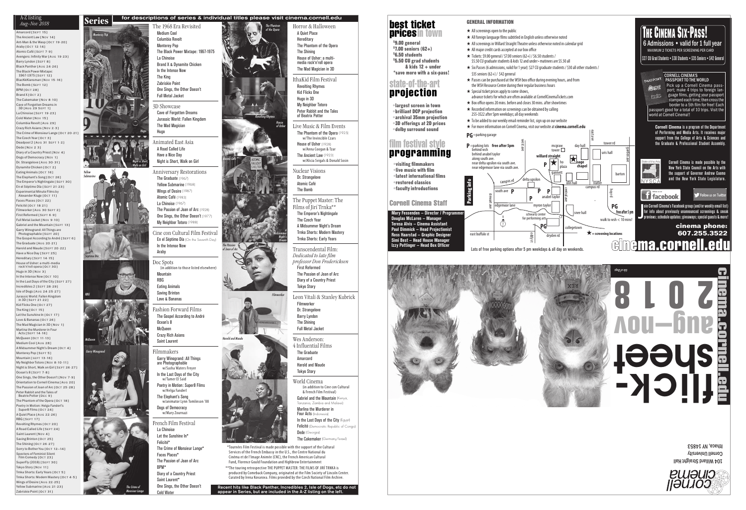# A-Z listing
*Aug–Nov 2018*

Amarcord [SEPT 15]
The Ancient Law [NOV 14]
Ant-Man & the Wasp [OCT 19-20]
Araby [OCT 12-14]
Atomic Café [SEPT 7-9]
Avengers: Infinity War [AUG 19-23]
Barry Lyndon [SEPT 8]
Black Panther [AUG 24-26]
The Black Power Mixtape: 1967-1975 [SEPT 12]
BlacKkKlansman [NOV 15-16]
The Bomb [SEPT 12]
BPM [OCT 28]
Brand X [OCT 2]
The Cakemaker [NOV 8-10]
Cave of Forgotten Dreams in 3D [AUG 29 SEPT 1]
La Chinoise [SEPT 19-23]
Cold Water [NOV 15]
Columbia Revolt [AUG 29]
Crazy Rich Asians [NOV 2-3]
The Crime of Monsieur Lange [OCT 20-21]
The Czech Year [OCT 3]
Deadpool 2 [AUG 31 SEPT 1-2]
Dede [NOV 2 3]
Diary of a Country Priest [NOV 4]
Dogs of Democracy [NOV 1]
Dr. Strangelove [AUG 30-31]
Dynamite Chicken [OCT 2]
Eating Animals [OCT 16]
The Elephant's Song [OCT 26]
The Emperor's Nightingale [SEPT 30]
En el Séptimo Día [SEPT 21-23]
Experimental Minute Films by Alexander Kluge [OCT 11]
Faces Places [OCT 22]
Felicité [OCT 18 21]
Filmworker [AUG 30 SEPT 2]
First Reformed [SEPT 6-9]
Full Metal Jacket [NOV 9-10]
Gabriel and the Mountain [SEPT 13]
Garry Winogrand: All Things Photographable [SEPT 20]
The Gospel According to André [SEPT 6]
The Graduate [AUG 20-21]
Harold and Maude [SEPT 20-22]
Have a Nice Day [SEPT 25]
Hereditary [SEPT 14-15]
House of Usher: a multi-media rock'n'roll opera [OCT 30]
Hugo in 3D [NOV 3]
In the Intense Now [OCT 10]
In the Last Days of the City [SEPT 27]
Incredibles 2 [SEPT 28-29]
Isle of Dogs [AUG 24-25 27]
Jurassic World: Fallen Kingdom in 3D [SEPT 21-22]
Kid Flicks One [OCT 27]
The King [OCT 15]
Let the Sunshine In [OCT 17]
Love & Bananas [OCT 26]
The Mad Magician in 3D [NOV 1]
Marlina the Murderer in Four Acts [SEPT 14-16]
McQueen [OCT 11-13]
Medium Cool [AUG 28]
A Midsummer Night's Dream [OCT 4]
Monterey Pop [SEPT 5]
Mountain [SEPT 13-16]
My Neighbor Totoro [NOV 8-10 11]
Night is Short, Walk on Girl [SEPT 26-27]
Ocean's 8 [SEPT 7-8]
One Sings, the Other Doesn't [NOV 7-9]
Orientation to Cornell Cinema [AUG 20]
The Passion of Joan of Arc [OCT 25-28]
Peter Rabbit and the Tales of Beatrix Potter [DEC 9]
The Phantom of the Opera [OCT 18]
Poetry in Motion: Helga Fanderl's SuperB Films [OCT 24]
A Quiet Place [AUG 22-26]
RBG [SEPT 17]
Revolting Rhymes [OCT 20]
A Road Called Life [SEPT 24]
Saint Laurent [NOV 4]
Saving Brinton [OCT 25]
The Shining [OCT 26-27]
Sorry to Bother You [OCT 12–14]
Specters of Feminist Silent Film Comedy [OCT 23]
SuperFly (2018) [SEPT 30]
Tokyo Story [NOV 11]
Trnka Shorts: Early Years [OCT 5]
Trnka Shorts: Modern Mastery [OCT 4-5]
Wings of Desire [AUG 22-25]
Yellow Submarine [AUG 21-23]
Zabriskie Point [OCT 31]

# Series

**for descriptions of series & individual titles please visit cinema.cornell.edu**

## The 1968 Era Revisited
Medium Cool
Columbia Revolt
Monterey Pop
The Black Power Mixtape: 1967-1975
La Chinoise
Brand X & Dynamite Chicken
In the Intense Now
The King
Zabriskie Point
One Sings, the Other Doesn't
Full Metal Jacket

## 3D Showcase
Cave of Forgotten Dreams
Jurassic World: Fallen Kingdom
The Mad Magician
Hugo

## Animated East Asia
A Road Called Life
Have a Nice Day
Night is Short, Walk on Girl

## Anniversary Restorations
The Graduate (1967)
Yellow Submarine (1968)
Wings of Desire (1987)
Atomic Café (1983)
La Chinoise (1967)
The Passion of Joan of Arc (1928)
One Sings, the Other Doesn't (1977)
My Neighbor Totoro (1988)

## Cine con Cultural Film Festival
En el Séptimo Día (On the Seventh Day)
In the Intense Now
Araby

## Doc Spots
(in addition to those listed elsewhere)
Mountain
RBG
Eating Animals
Saving Brinton
Love & Bananas

## Fashion Forward Films
The Gospel According to André
Ocean's 8
McQueen
Crazy Rich Asians
Saint Laurent

## Filmmakers
Garry Winogrand: All Things are Photographable w/Sasha Waters Freyer
In the Last Days of the City w/Tamer El Said
Poetry in Motion: SuperB Films w/Helga Fanderl
The Elephant's Song w/animator Lynn Tomlinson '88
Dogs of Democracy w/Mary Zournazi

## French Film Festival
La Chinoise
Let the Sunshine In*
Felicité*
The Crime of Monsieur Lange*
Faces Places*
The Passion of Joan of Arc
BPM*
Diary of a Country Priest
Saint Laurent*
One Sings, the Other Doesn't
Cold Water

## Horror & Halloween
A Quiet Place
Hereditary
The Phantom of the Opera
The Shining
House of Usher: a multi-media rock'n'roll opera
The Mad Magician in 3D

## IthaKid Film Festival
Revolting Rhymes
Kid Flicks One
Hugo in 3D
My Neighbor Totoro
Peter Rabbit and the Tales of Beatrix Potter

## Live Music & Film Events
The Phantom of the Opera (1925) w/The Invincible Czars
House of Usher (1928) w/Anna Coogan & Tzar
The Ancient Law (1923) w/Alicia Svigals & Donald Sosin

## Nuclear Visions
Dr. Strangelove
Atomic Café
The Bomb

## The Puppet Master: The Films of Jiří Trnka**
The Emperor's Nightingale
The Czech Year
A Midsummer Night's Dream
Trnka Shorts: Modern Mastery
Trnka Shorts: Early Years

## Transcendental Film:
*Dedicated to late film professor Don Fredericksen*
First Reformed
The Passion of Joan of Arc
Diary of a Country Priest
Tokyo Story

## Leon Vitali & Stanley Kubrick
Filmworker
Dr. Strangelove
Barry Lyndon
The Shining
Full Metal Jacket

## Wes Anderson: 4 Influential Films
The Graduate
Amarcord
Harold and Maude
Tokyo Story

## World Cinema
(in addition to Cine con Cultural & French Film Festival)
Gabriel and the Mountain (Kenya, Tanzania, Zambia and Malawi)
Marlina the Murderer in Four Acts (Indonesia)
In the Last Days of the City (Egypt)
Felicité (Democratic Republic of Congo)
Dede (Georgia)
The Cakemaker (Germany/Israel)

*Tournées Film Festival is made possible with the support of the Cultural Services of the French Embassy in the U.S., the Centre National du Cinéma et de l'Image Animée (CNC), the French American Cultural Fund, Florence Gould Foundation and Highbrow Entertainment

**The touring retrospective THE PUPPET MASTER: THE FILMS OF JIŘÍ TRNKA is produced by Comeback Company, originated at the Film Society of Lincoln Center. Curated by Irena Kovarova. Films provided by the Czech National Film Archive.

**Recent hits like Black Panther, Incredibles 2, Isle of Dogs, etc do not appear in Series, but are included in the A-Z listing on the left.**

# best ticket prices in town

$9.00 general
$7.00 seniors (62+)
$6.50 students
$5.50 CU grad students & kids 12 + under
*save more with a six-pass!

# state-of-the-art projection

- largest screen in town
- brilliant DCP projection
- archival 35mm projection
- 3D offerings at 2D prices
- dolby surround sound

# film festival style programming

- visiting filmmakers
- live music with film
- latest international films
- restored classics
- faculty introductions

## Cornell Cinema Staff

**Mary Fessenden – Director / Programmer**
**Douglas McLaren – Manager**
**Teresa Alvis – Cinema Assistant**
**Paul Dimmick – Head Projectionist**
**Ross Haarstad – Graphic Designer**
**Simi Best – Head House Manager**
**Izzy Pottinger – Head Box Officer**

## GENERAL INFORMATION

★ All screenings open to the public
★ All foreign language films subtitled in English unless otherwise noted
★ All screenings in Willard Straight Theatre unless otherwise noted in calendar grid
★ All major credit cards accepted at our box office
★ Tickets: $9.00 general / $7.00 seniors (62+) / $6.50 students / $5.50 CU graduate students & kids 12 and under • matinees are $5.50 all
★ Six Passes (6 admissions, valid for 1 year): $27 CU graduate students / $30 all other students / $35 seniors (62+) / $42 general
★ Passes can be purchased at the WSH box office during evening hours, and from the WSH Resource Center during their regular business hours
★ Special ticket prices apply to some shows, advance tickets for which are often available at CornellCinemaTickets.com
★ Box office opens 20 mins. before and closes 30 mins. after showtimes
★ Recorded information on screenings can be obtained by calling 255-3522 after 5pm weekdays; all day weekends
★ To be added to our weekly email reminder list, sign up on our website
★ For more information on Cornell Cinema, visit our website at **cinema.cornell.edu**

**Parking info**

PG = parking garage
P = parking lots **free after 5pm** behind wsh, behind anabel taylor along south ave. near delta upsilon via south ave. near edgemoor lane via south ave.

★ = screening locations

free after 5 pm
walk to wsh < 10 mins!

Lots of free parking options after 5 pm weekdays & all day on weekends.

# THE CINEMA SIX-PASS!

6 Admissions • valid for 1 full year
MAXIMUM 2 TICKETS PER SCREENING PER CARD
$27 CU Grad Students • $30 Students • $35 Seniors • $42 General

## CORNELL CINEMA'S PASSPORT TO THE WORLD

Pick up a Cornell Cinema passport; make 4 trips to foreign language films, getting your passport stamped each time; then cross the border to a 5th film for free! Each passport good for a total of 10 trips. Visit the world at Cornell Cinema!!

**Cornell Cinema** is a program of the Department of Performing and Media Arts. It receives major support from the College of Arts & Sciences and the Graduate & Professional Student Assembly.

Cornell Cinema is made possible by the New York State Council on the Arts with the support of Governor Andrew Cuomo and the New York State Legislature.

Join Cornell Cinema's Facebook group (and/or weekly email list) for info about previously unannounced screenings & sneak previews; schedule updates; giveaways; special guests & more!

Follow us on Twitter

**cinema phone: 607.255.3522**

# cinema.cornell.edu

# flick-sheet aug–nov 2018

cinema.cornell.edu

cornell cinema
104 Willard Straight Hall
Cornell University
Ithaca, NY 14853